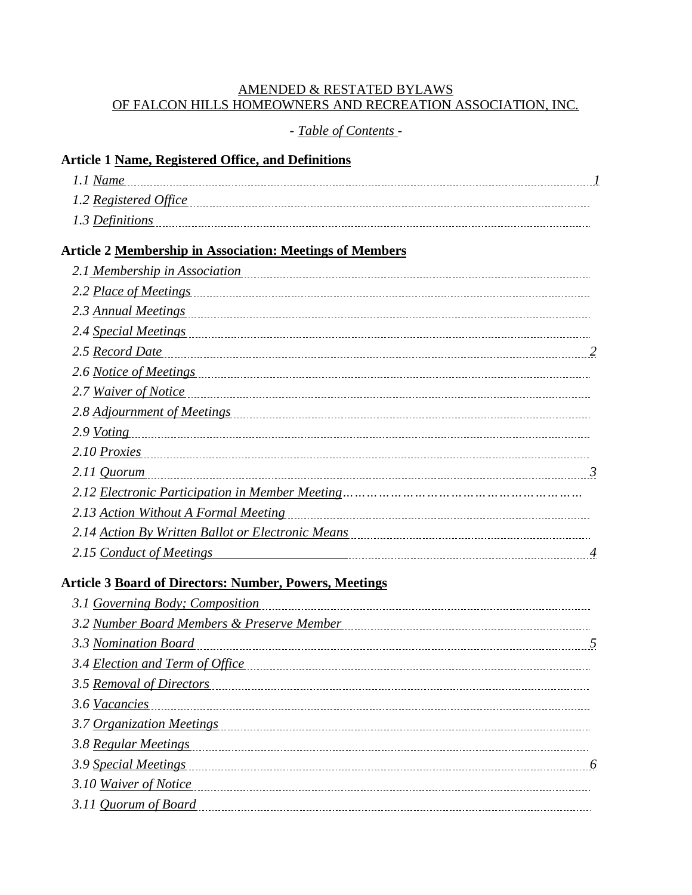AMENDED & RESTATED BYLAWS
OF FALCON HILLS HOMEOWNERS AND RECREATION ASSOCIATION, INC.

- *Table of Contents* -

**Article 1 Name, Registered Office, and Definitions**

*1.1 Name* ........ *1*
*1.2 Registered Office* ........
*1.3 Definitions* ........

**Article 2 Membership in Association: Meetings of Members**

*2.1 Membership in Association* ........
*2.2 Place of Meetings* ........
*2.3 Annual Meetings* ........
*2.4 Special Meetings* ........
*2.5 Record Date* ........ *2*
*2.6 Notice of Meetings* ........
*2.7 Waiver of Notice* ........
*2.8 Adjournment of Meetings* ........
*2.9 Voting* ........
*2.10 Proxies* ........
*2.11 Quorum* ........ *3*
*2.12 Electronic Participation in Member Meeting*……………………………………………
*2.13 Action Without A Formal Meeting* ........
*2.14 Action By Written Ballot or Electronic Means* ........
*2.15 Conduct of Meetings* ........ *4*

**Article 3 Board of Directors: Number, Powers, Meetings**

*3.1 Governing Body; Composition* ........
*3.2 Number Board Members & Preserve Member* ........
*3.3 Nomination Board* ........ *5*
*3.4 Election and Term of Office* ........
*3.5 Removal of Directors* ........
*3.6 Vacancies* ........
*3.7 Organization Meetings* ........
*3.8 Regular Meetings* ........
*3.9 Special Meetings* ........ *6*
*3.10 Waiver of Notice* ........
*3.11 Quorum of Board* ........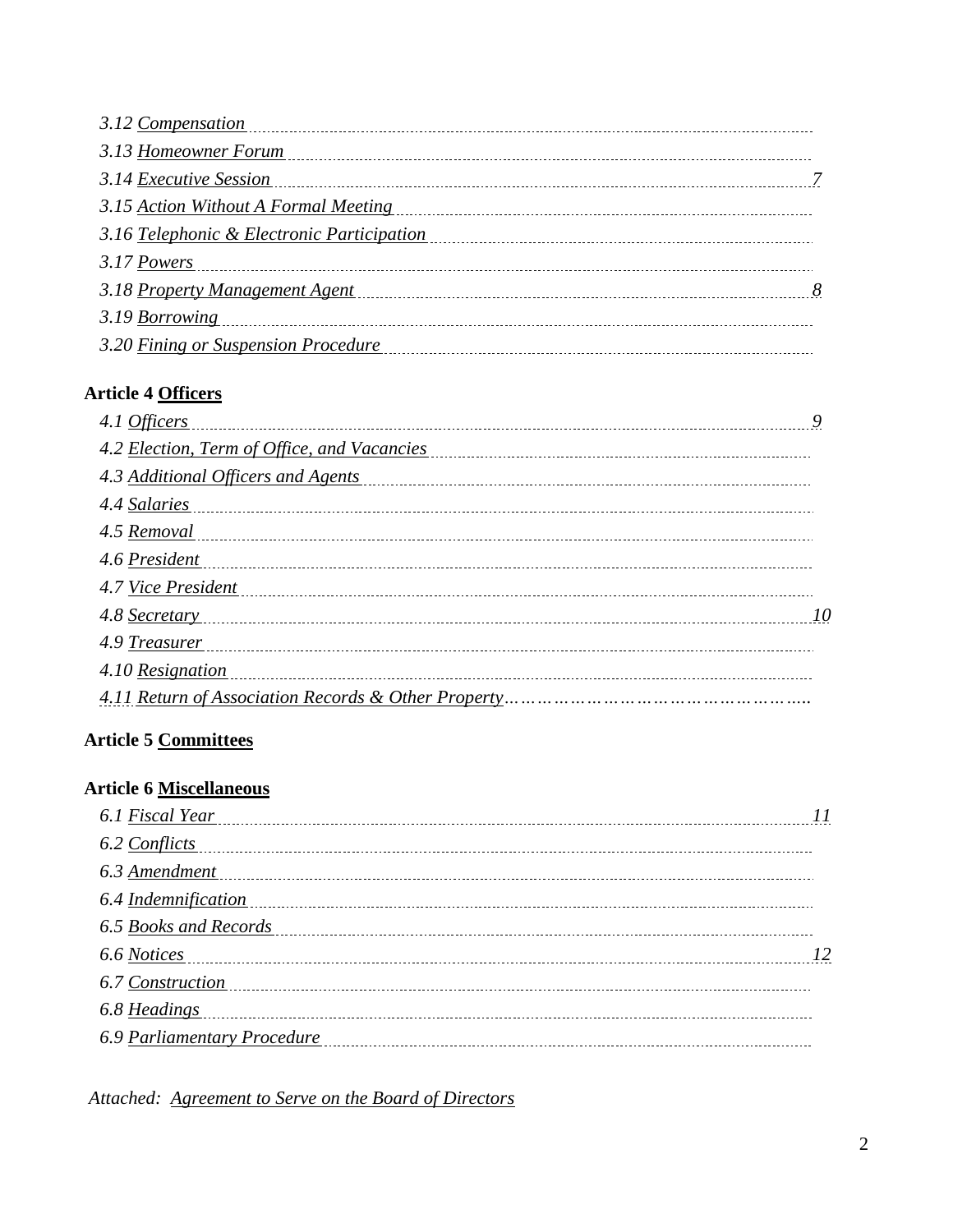*3.12 Compensation*
*3.13 Homeowner Forum*
*3.14 Executive Session* ........ *7*
*3.15 Action Without A Formal Meeting*
*3.16 Telephonic & Electronic Participation*
*3.17 Powers*
*3.18 Property Management Agent* ........ *8*
*3.19 Borrowing*
*3.20 Fining or Suspension Procedure*

**Article 4 Officers**

*4.1 Officers* ........ *9*
*4.2 Election, Term of Office, and Vacancies*
*4.3 Additional Officers and Agents*
*4.4 Salaries*
*4.5 Removal*
*4.6 President*
*4.7 Vice President*
*4.8 Secretary* ........ *10*
*4.9 Treasurer*
*4.10 Resignation*
*4.11 Return of Association Records & Other Property*…………………………………………..

**Article 5 Committees**

**Article 6 Miscellaneous**

*6.1 Fiscal Year* ........ *11*
*6.2 Conflicts*
*6.3 Amendment*
*6.4 Indemnification*
*6.5 Books and Records*
*6.6 Notices* ........ *12*
*6.7 Construction*
*6.8 Headings*
*6.9 Parliamentary Procedure*

*Attached: Agreement to Serve on the Board of Directors*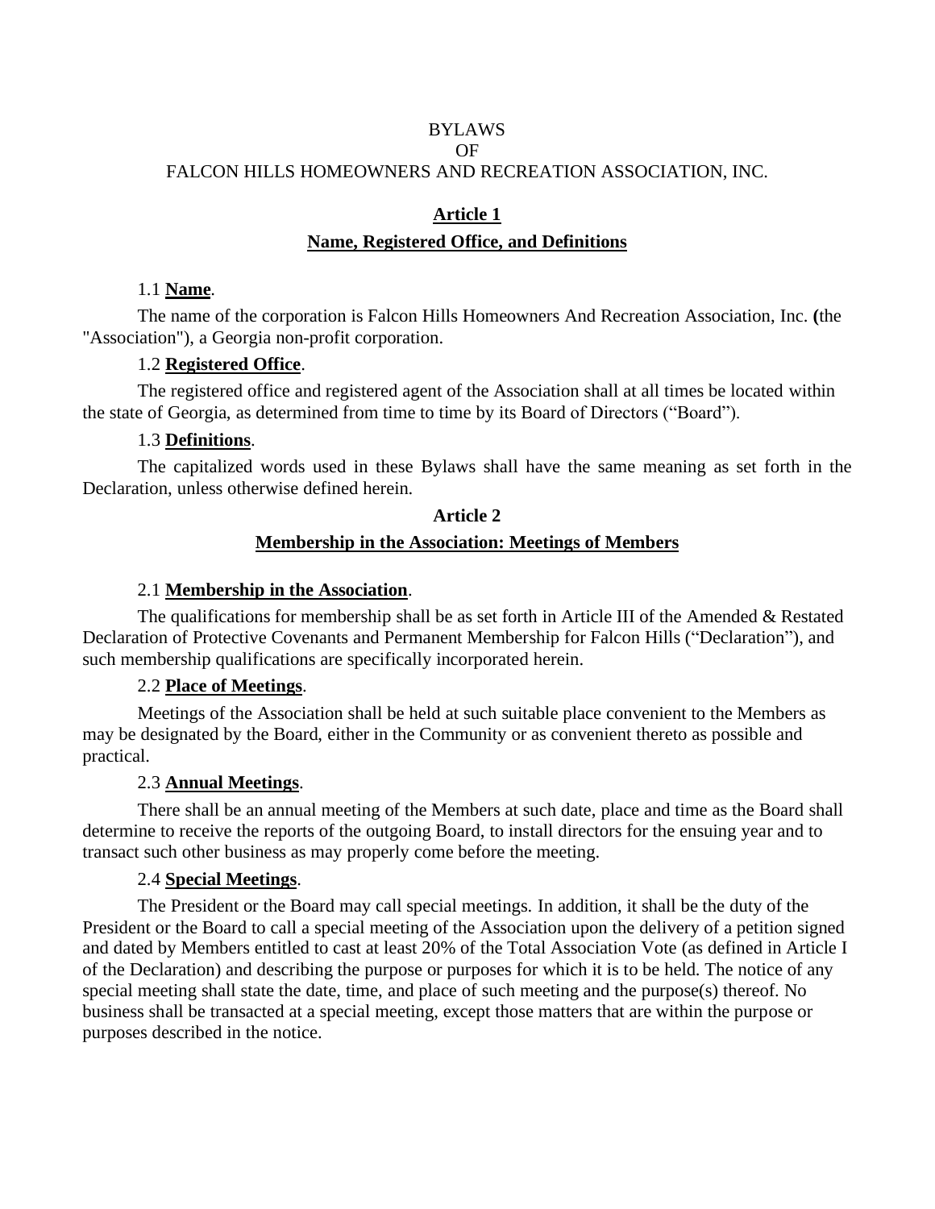BYLAWS

OF

FALCON HILLS HOMEOWNERS AND RECREATION ASSOCIATION, INC.

## Article 1

## Name, Registered Office, and Definitions

1.1 **Name**.

The name of the corporation is Falcon Hills Homeowners And Recreation Association, Inc. **(**the "Association"), a Georgia non-profit corporation.

1.2 **Registered Office**.

The registered office and registered agent of the Association shall at all times be located within the state of Georgia, as determined from time to time by its Board of Directors ("Board").

1.3 **Definitions**.

The capitalized words used in these Bylaws shall have the same meaning as set forth in the Declaration, unless otherwise defined herein.

## Article 2

## Membership in the Association: Meetings of Members

2.1 **Membership in the Association**.

The qualifications for membership shall be as set forth in Article III of the Amended & Restated Declaration of Protective Covenants and Permanent Membership for Falcon Hills ("Declaration"), and such membership qualifications are specifically incorporated herein.

2.2 **Place of Meetings**.

Meetings of the Association shall be held at such suitable place convenient to the Members as may be designated by the Board, either in the Community or as convenient thereto as possible and practical.

2.3 **Annual Meetings**.

There shall be an annual meeting of the Members at such date, place and time as the Board shall determine to receive the reports of the outgoing Board, to install directors for the ensuing year and to transact such other business as may properly come before the meeting.

2.4 **Special Meetings**.

The President or the Board may call special meetings. In addition, it shall be the duty of the President or the Board to call a special meeting of the Association upon the delivery of a petition signed and dated by Members entitled to cast at least 20% of the Total Association Vote (as defined in Article I of the Declaration) and describing the purpose or purposes for which it is to be held. The notice of any special meeting shall state the date, time, and place of such meeting and the purpose(s) thereof. No business shall be transacted at a special meeting, except those matters that are within the purpose or purposes described in the notice.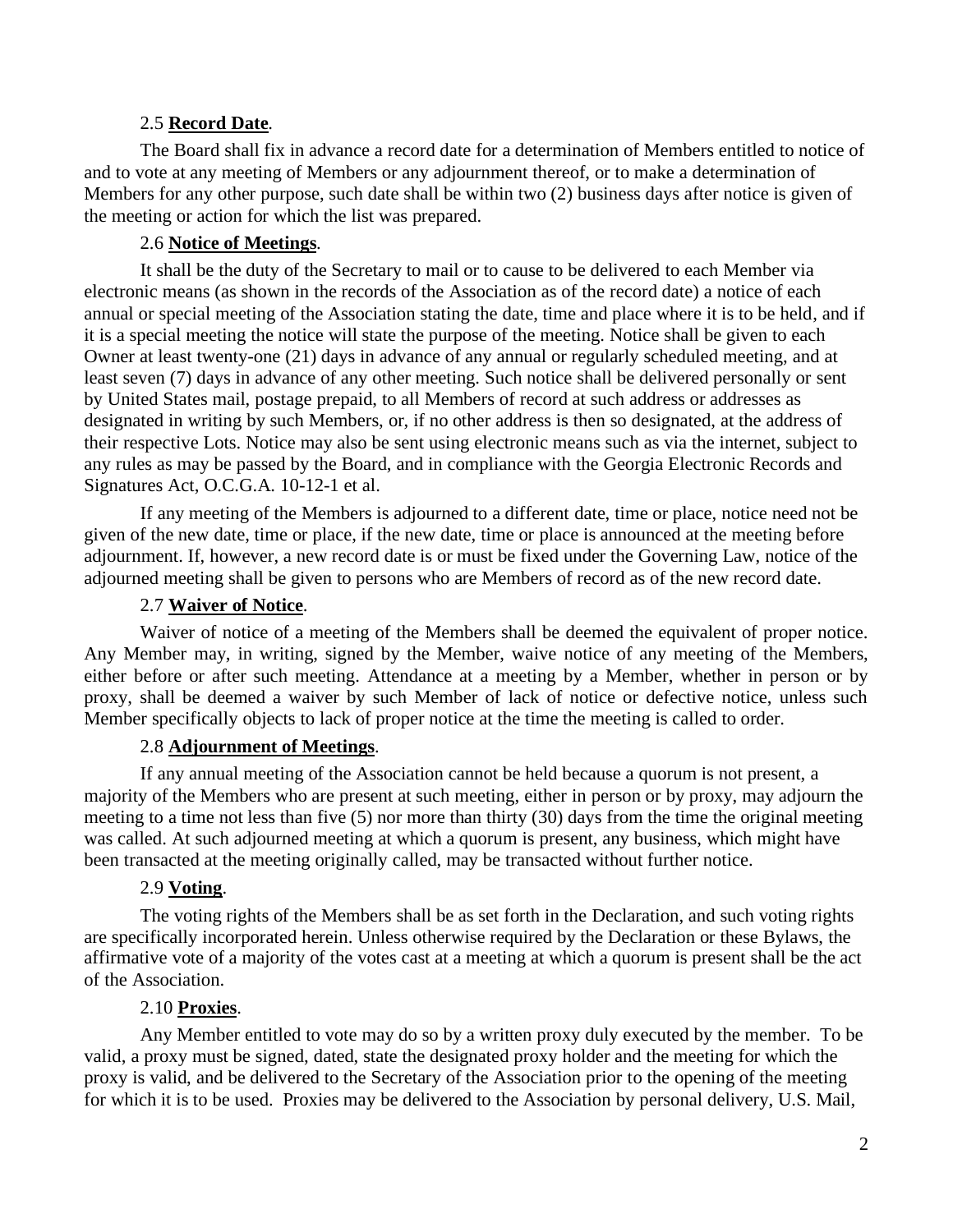2.5 **Record Date**.

The Board shall fix in advance a record date for a determination of Members entitled to notice of and to vote at any meeting of Members or any adjournment thereof, or to make a determination of Members for any other purpose, such date shall be within two (2) business days after notice is given of the meeting or action for which the list was prepared.

2.6 **Notice of Meetings**.

It shall be the duty of the Secretary to mail or to cause to be delivered to each Member via electronic means (as shown in the records of the Association as of the record date) a notice of each annual or special meeting of the Association stating the date, time and place where it is to be held, and if it is a special meeting the notice will state the purpose of the meeting. Notice shall be given to each Owner at least twenty-one (21) days in advance of any annual or regularly scheduled meeting, and at least seven (7) days in advance of any other meeting. Such notice shall be delivered personally or sent by United States mail, postage prepaid, to all Members of record at such address or addresses as designated in writing by such Members, or, if no other address is then so designated, at the address of their respective Lots. Notice may also be sent using electronic means such as via the internet, subject to any rules as may be passed by the Board, and in compliance with the Georgia Electronic Records and Signatures Act, O.C.G.A. 10-12-1 et al.

If any meeting of the Members is adjourned to a different date, time or place, notice need not be given of the new date, time or place, if the new date, time or place is announced at the meeting before adjournment. If, however, a new record date is or must be fixed under the Governing Law, notice of the adjourned meeting shall be given to persons who are Members of record as of the new record date.

2.7 **Waiver of Notice**.

Waiver of notice of a meeting of the Members shall be deemed the equivalent of proper notice. Any Member may, in writing, signed by the Member, waive notice of any meeting of the Members, either before or after such meeting. Attendance at a meeting by a Member, whether in person or by proxy, shall be deemed a waiver by such Member of lack of notice or defective notice, unless such Member specifically objects to lack of proper notice at the time the meeting is called to order.

2.8 **Adjournment of Meetings**.

If any annual meeting of the Association cannot be held because a quorum is not present, a majority of the Members who are present at such meeting, either in person or by proxy, may adjourn the meeting to a time not less than five (5) nor more than thirty (30) days from the time the original meeting was called. At such adjourned meeting at which a quorum is present, any business, which might have been transacted at the meeting originally called, may be transacted without further notice.

2.9 **Voting**.

The voting rights of the Members shall be as set forth in the Declaration, and such voting rights are specifically incorporated herein. Unless otherwise required by the Declaration or these Bylaws, the affirmative vote of a majority of the votes cast at a meeting at which a quorum is present shall be the act of the Association.

2.10 **Proxies**.

Any Member entitled to vote may do so by a written proxy duly executed by the member. To be valid, a proxy must be signed, dated, state the designated proxy holder and the meeting for which the proxy is valid, and be delivered to the Secretary of the Association prior to the opening of the meeting for which it is to be used. Proxies may be delivered to the Association by personal delivery, U.S. Mail,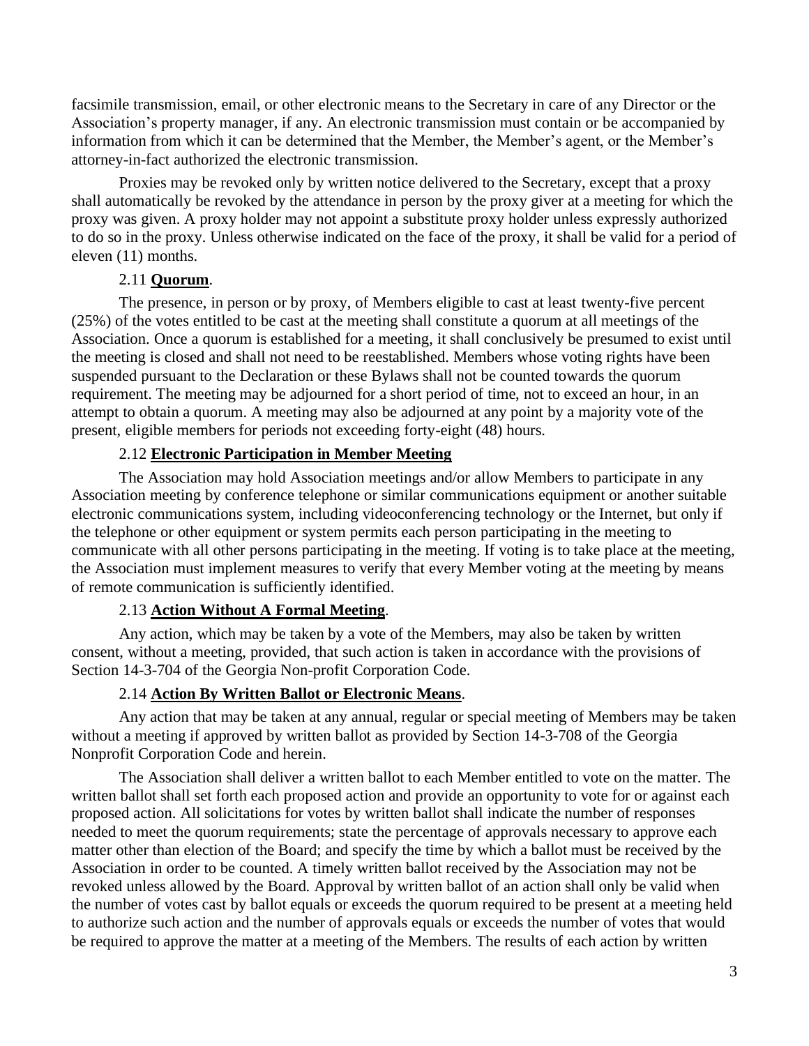facsimile transmission, email, or other electronic means to the Secretary in care of any Director or the Association's property manager, if any. An electronic transmission must contain or be accompanied by information from which it can be determined that the Member, the Member's agent, or the Member's attorney-in-fact authorized the electronic transmission.

Proxies may be revoked only by written notice delivered to the Secretary, except that a proxy shall automatically be revoked by the attendance in person by the proxy giver at a meeting for which the proxy was given. A proxy holder may not appoint a substitute proxy holder unless expressly authorized to do so in the proxy. Unless otherwise indicated on the face of the proxy, it shall be valid for a period of eleven (11) months.

2.11 **Quorum**.

The presence, in person or by proxy, of Members eligible to cast at least twenty-five percent (25%) of the votes entitled to be cast at the meeting shall constitute a quorum at all meetings of the Association. Once a quorum is established for a meeting, it shall conclusively be presumed to exist until the meeting is closed and shall not need to be reestablished. Members whose voting rights have been suspended pursuant to the Declaration or these Bylaws shall not be counted towards the quorum requirement. The meeting may be adjourned for a short period of time, not to exceed an hour, in an attempt to obtain a quorum. A meeting may also be adjourned at any point by a majority vote of the present, eligible members for periods not exceeding forty-eight (48) hours.

2.12 **Electronic Participation in Member Meeting**

The Association may hold Association meetings and/or allow Members to participate in any Association meeting by conference telephone or similar communications equipment or another suitable electronic communications system, including videoconferencing technology or the Internet, but only if the telephone or other equipment or system permits each person participating in the meeting to communicate with all other persons participating in the meeting. If voting is to take place at the meeting, the Association must implement measures to verify that every Member voting at the meeting by means of remote communication is sufficiently identified.

2.13 **Action Without A Formal Meeting**.

Any action, which may be taken by a vote of the Members, may also be taken by written consent, without a meeting, provided, that such action is taken in accordance with the provisions of Section 14-3-704 of the Georgia Non-profit Corporation Code.

2.14 **Action By Written Ballot or Electronic Means**.

Any action that may be taken at any annual, regular or special meeting of Members may be taken without a meeting if approved by written ballot as provided by Section 14-3-708 of the Georgia Nonprofit Corporation Code and herein.

The Association shall deliver a written ballot to each Member entitled to vote on the matter. The written ballot shall set forth each proposed action and provide an opportunity to vote for or against each proposed action. All solicitations for votes by written ballot shall indicate the number of responses needed to meet the quorum requirements; state the percentage of approvals necessary to approve each matter other than election of the Board; and specify the time by which a ballot must be received by the Association in order to be counted. A timely written ballot received by the Association may not be revoked unless allowed by the Board. Approval by written ballot of an action shall only be valid when the number of votes cast by ballot equals or exceeds the quorum required to be present at a meeting held to authorize such action and the number of approvals equals or exceeds the number of votes that would be required to approve the matter at a meeting of the Members. The results of each action by written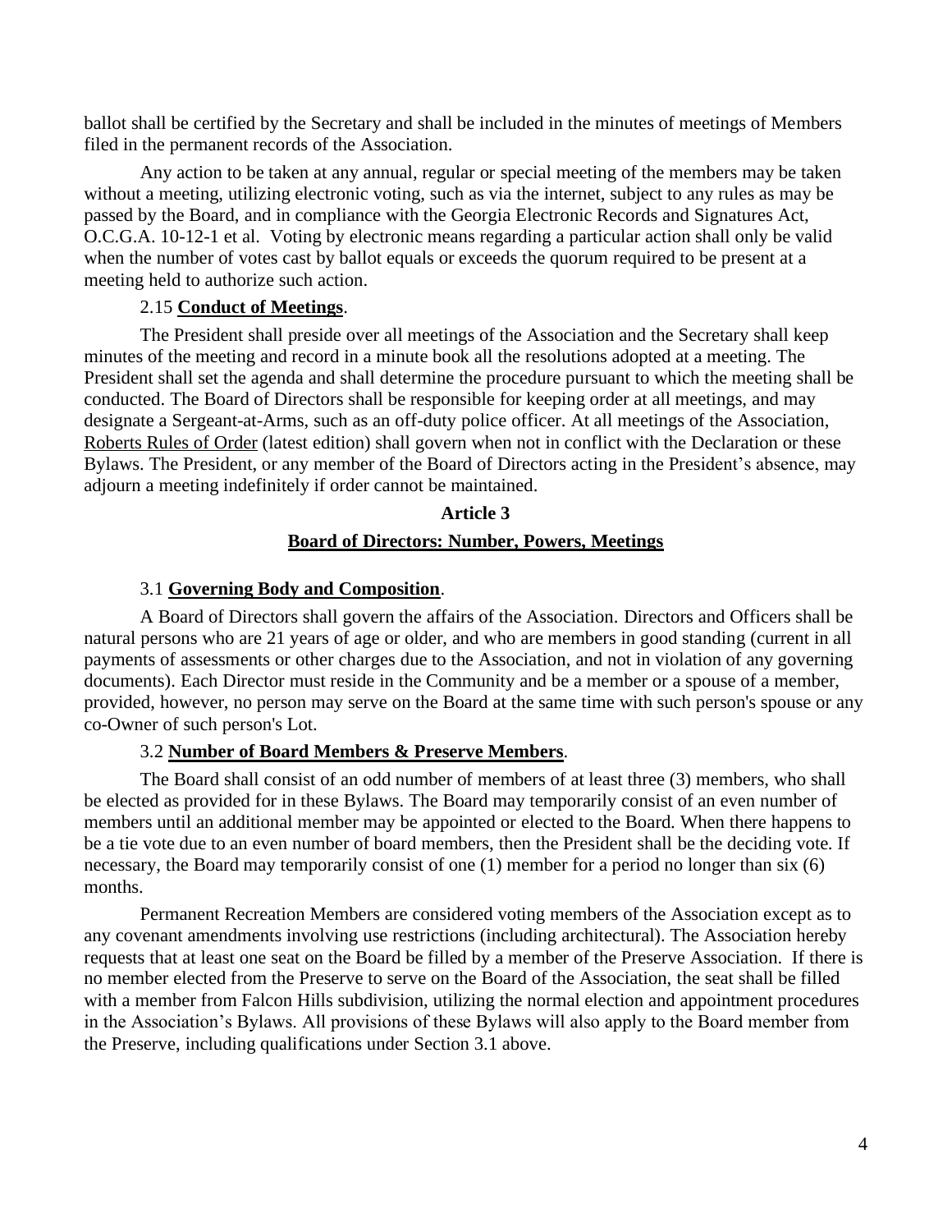ballot shall be certified by the Secretary and shall be included in the minutes of meetings of Members filed in the permanent records of the Association.

Any action to be taken at any annual, regular or special meeting of the members may be taken without a meeting, utilizing electronic voting, such as via the internet, subject to any rules as may be passed by the Board, and in compliance with the Georgia Electronic Records and Signatures Act, O.C.G.A. 10-12-1 et al. Voting by electronic means regarding a particular action shall only be valid when the number of votes cast by ballot equals or exceeds the quorum required to be present at a meeting held to authorize such action.

2.15 **Conduct of Meetings**.

The President shall preside over all meetings of the Association and the Secretary shall keep minutes of the meeting and record in a minute book all the resolutions adopted at a meeting. The President shall set the agenda and shall determine the procedure pursuant to which the meeting shall be conducted. The Board of Directors shall be responsible for keeping order at all meetings, and may designate a Sergeant-at-Arms, such as an off-duty police officer. At all meetings of the Association, Roberts Rules of Order (latest edition) shall govern when not in conflict with the Declaration or these Bylaws. The President, or any member of the Board of Directors acting in the President's absence, may adjourn a meeting indefinitely if order cannot be maintained.

## Article 3

## Board of Directors: Number, Powers, Meetings

3.1 **Governing Body and Composition**.

A Board of Directors shall govern the affairs of the Association. Directors and Officers shall be natural persons who are 21 years of age or older, and who are members in good standing (current in all payments of assessments or other charges due to the Association, and not in violation of any governing documents). Each Director must reside in the Community and be a member or a spouse of a member, provided, however, no person may serve on the Board at the same time with such person's spouse or any co-Owner of such person's Lot.

3.2 **Number of Board Members & Preserve Members**.

The Board shall consist of an odd number of members of at least three (3) members, who shall be elected as provided for in these Bylaws. The Board may temporarily consist of an even number of members until an additional member may be appointed or elected to the Board. When there happens to be a tie vote due to an even number of board members, then the President shall be the deciding vote. If necessary, the Board may temporarily consist of one (1) member for a period no longer than six (6) months.

Permanent Recreation Members are considered voting members of the Association except as to any covenant amendments involving use restrictions (including architectural). The Association hereby requests that at least one seat on the Board be filled by a member of the Preserve Association. If there is no member elected from the Preserve to serve on the Board of the Association, the seat shall be filled with a member from Falcon Hills subdivision, utilizing the normal election and appointment procedures in the Association's Bylaws. All provisions of these Bylaws will also apply to the Board member from the Preserve, including qualifications under Section 3.1 above.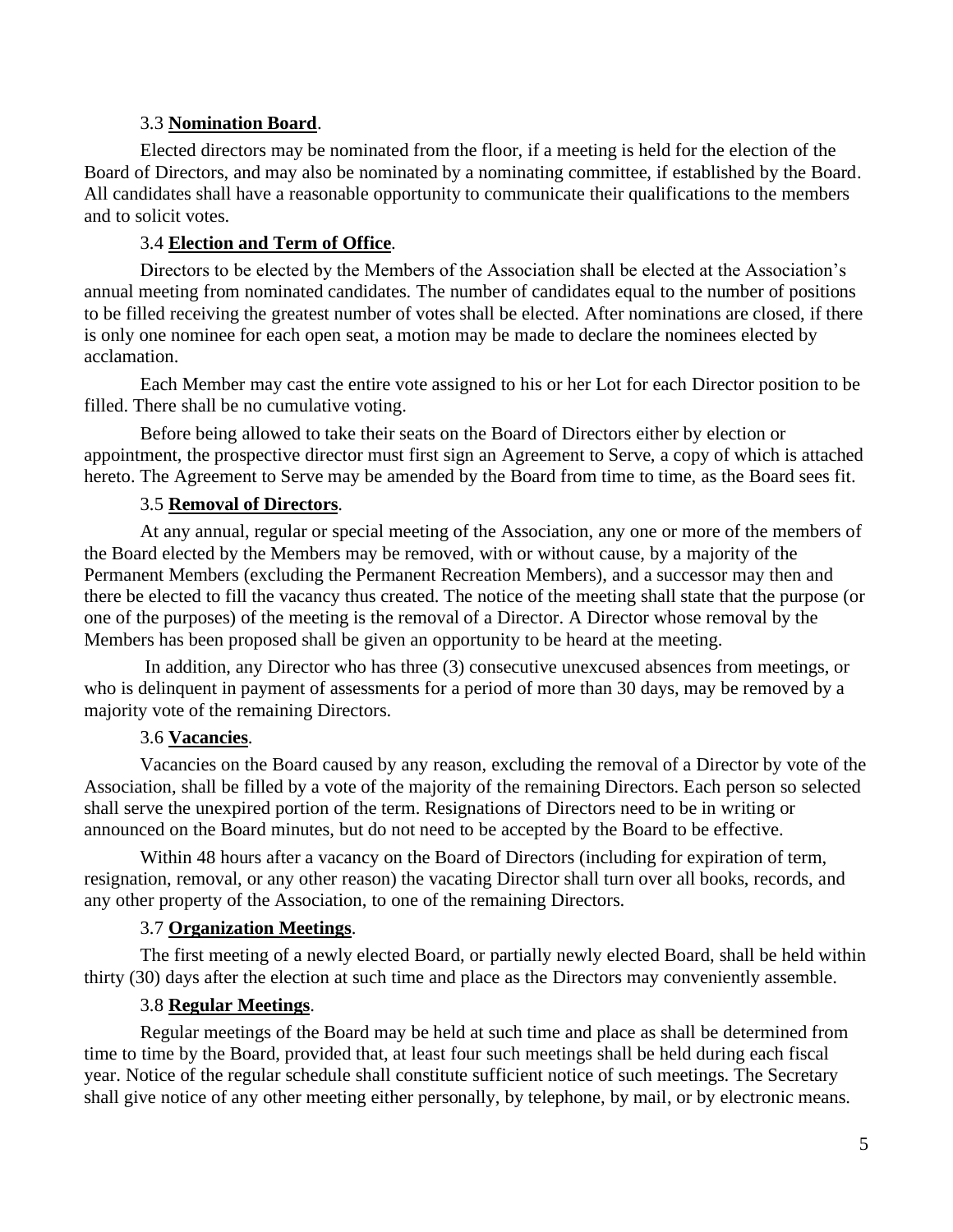### 3.3 **Nomination Board**.

Elected directors may be nominated from the floor, if a meeting is held for the election of the Board of Directors, and may also be nominated by a nominating committee, if established by the Board. All candidates shall have a reasonable opportunity to communicate their qualifications to the members and to solicit votes.

### 3.4 **Election and Term of Office**.

Directors to be elected by the Members of the Association shall be elected at the Association's annual meeting from nominated candidates. The number of candidates equal to the number of positions to be filled receiving the greatest number of votes shall be elected. After nominations are closed, if there is only one nominee for each open seat, a motion may be made to declare the nominees elected by acclamation.

Each Member may cast the entire vote assigned to his or her Lot for each Director position to be filled. There shall be no cumulative voting.

Before being allowed to take their seats on the Board of Directors either by election or appointment, the prospective director must first sign an Agreement to Serve, a copy of which is attached hereto. The Agreement to Serve may be amended by the Board from time to time, as the Board sees fit.

### 3.5 **Removal of Directors**.

At any annual, regular or special meeting of the Association, any one or more of the members of the Board elected by the Members may be removed, with or without cause, by a majority of the Permanent Members (excluding the Permanent Recreation Members), and a successor may then and there be elected to fill the vacancy thus created. The notice of the meeting shall state that the purpose (or one of the purposes) of the meeting is the removal of a Director. A Director whose removal by the Members has been proposed shall be given an opportunity to be heard at the meeting.

In addition, any Director who has three (3) consecutive unexcused absences from meetings, or who is delinquent in payment of assessments for a period of more than 30 days, may be removed by a majority vote of the remaining Directors.

### 3.6 **Vacancies**.

Vacancies on the Board caused by any reason, excluding the removal of a Director by vote of the Association, shall be filled by a vote of the majority of the remaining Directors. Each person so selected shall serve the unexpired portion of the term. Resignations of Directors need to be in writing or announced on the Board minutes, but do not need to be accepted by the Board to be effective.

Within 48 hours after a vacancy on the Board of Directors (including for expiration of term, resignation, removal, or any other reason) the vacating Director shall turn over all books, records, and any other property of the Association, to one of the remaining Directors.

### 3.7 **Organization Meetings**.

The first meeting of a newly elected Board, or partially newly elected Board, shall be held within thirty (30) days after the election at such time and place as the Directors may conveniently assemble.

### 3.8 **Regular Meetings**.

Regular meetings of the Board may be held at such time and place as shall be determined from time to time by the Board, provided that, at least four such meetings shall be held during each fiscal year. Notice of the regular schedule shall constitute sufficient notice of such meetings. The Secretary shall give notice of any other meeting either personally, by telephone, by mail, or by electronic means.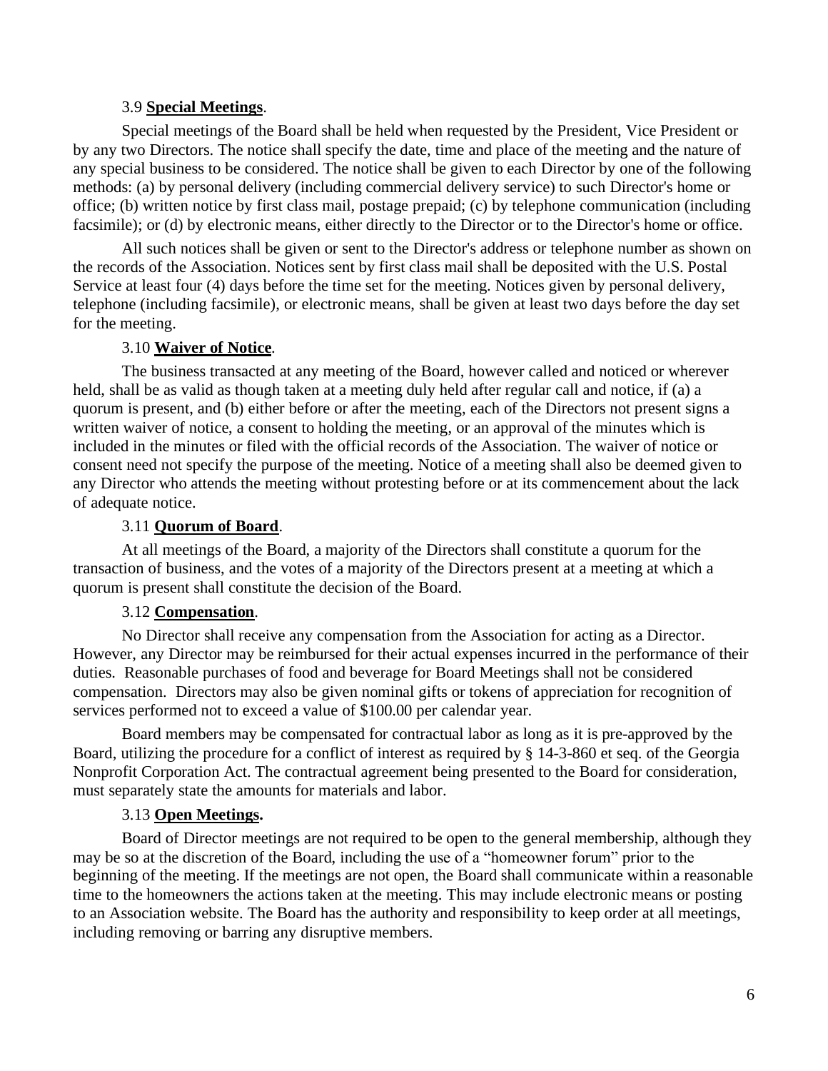### 3.9 **Special Meetings**.

Special meetings of the Board shall be held when requested by the President, Vice President or by any two Directors. The notice shall specify the date, time and place of the meeting and the nature of any special business to be considered. The notice shall be given to each Director by one of the following methods: (a) by personal delivery (including commercial delivery service) to such Director's home or office; (b) written notice by first class mail, postage prepaid; (c) by telephone communication (including facsimile); or (d) by electronic means, either directly to the Director or to the Director's home or office.

All such notices shall be given or sent to the Director's address or telephone number as shown on the records of the Association. Notices sent by first class mail shall be deposited with the U.S. Postal Service at least four (4) days before the time set for the meeting. Notices given by personal delivery, telephone (including facsimile), or electronic means, shall be given at least two days before the day set for the meeting.

### 3.10 **Waiver of Notice**.

The business transacted at any meeting of the Board, however called and noticed or wherever held, shall be as valid as though taken at a meeting duly held after regular call and notice, if (a) a quorum is present, and (b) either before or after the meeting, each of the Directors not present signs a written waiver of notice, a consent to holding the meeting, or an approval of the minutes which is included in the minutes or filed with the official records of the Association. The waiver of notice or consent need not specify the purpose of the meeting. Notice of a meeting shall also be deemed given to any Director who attends the meeting without protesting before or at its commencement about the lack of adequate notice.

### 3.11 **Quorum of Board**.

At all meetings of the Board, a majority of the Directors shall constitute a quorum for the transaction of business, and the votes of a majority of the Directors present at a meeting at which a quorum is present shall constitute the decision of the Board.

### 3.12 **Compensation**.

No Director shall receive any compensation from the Association for acting as a Director. However, any Director may be reimbursed for their actual expenses incurred in the performance of their duties. Reasonable purchases of food and beverage for Board Meetings shall not be considered compensation. Directors may also be given nominal gifts or tokens of appreciation for recognition of services performed not to exceed a value of $100.00 per calendar year.

Board members may be compensated for contractual labor as long as it is pre-approved by the Board, utilizing the procedure for a conflict of interest as required by § 14-3-860 et seq. of the Georgia Nonprofit Corporation Act. The contractual agreement being presented to the Board for consideration, must separately state the amounts for materials and labor.

### 3.13 **Open Meetings.**

Board of Director meetings are not required to be open to the general membership, although they may be so at the discretion of the Board, including the use of a "homeowner forum" prior to the beginning of the meeting. If the meetings are not open, the Board shall communicate within a reasonable time to the homeowners the actions taken at the meeting. This may include electronic means or posting to an Association website. The Board has the authority and responsibility to keep order at all meetings, including removing or barring any disruptive members.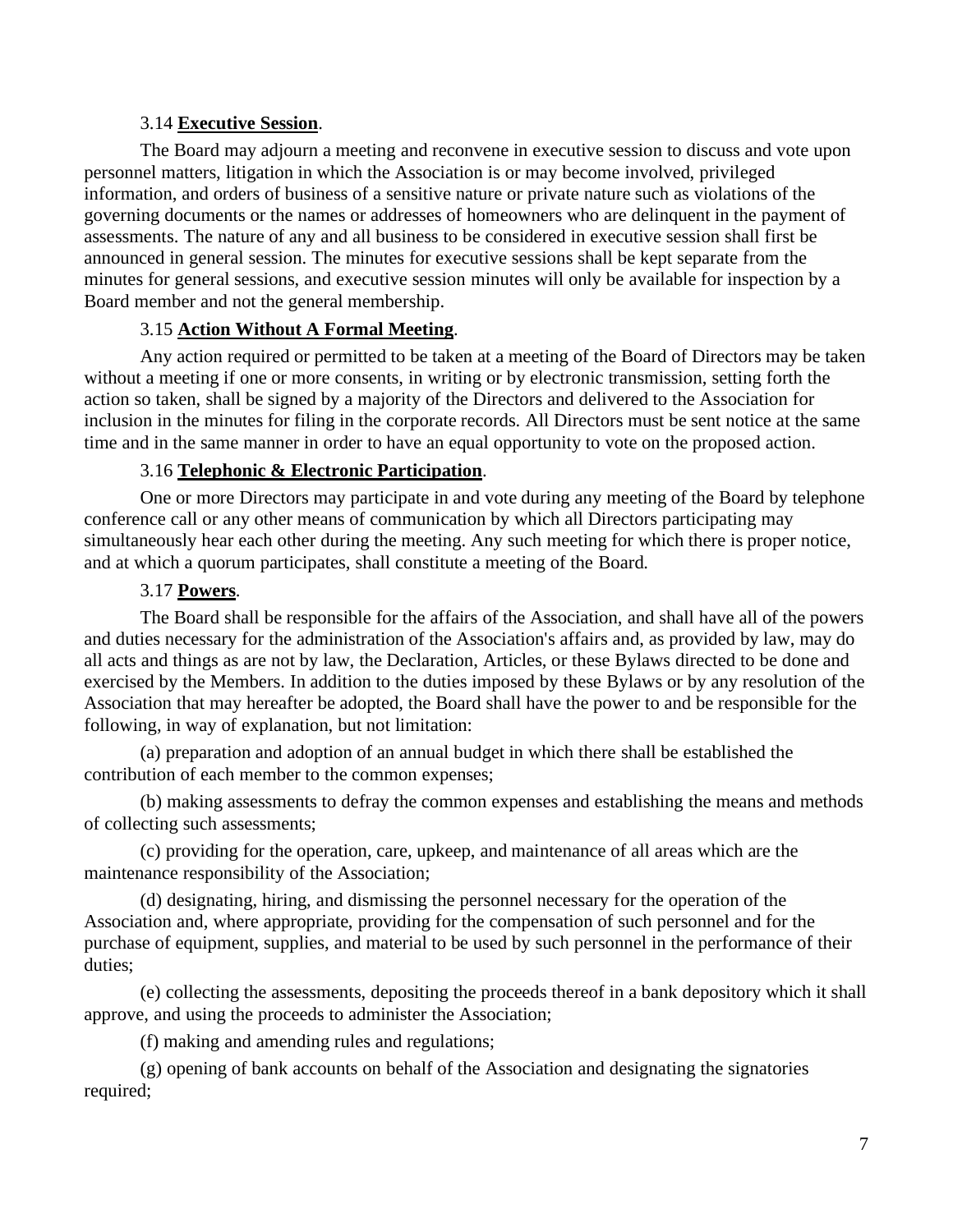3.14 **Executive Session**.

The Board may adjourn a meeting and reconvene in executive session to discuss and vote upon personnel matters, litigation in which the Association is or may become involved, privileged information, and orders of business of a sensitive nature or private nature such as violations of the governing documents or the names or addresses of homeowners who are delinquent in the payment of assessments. The nature of any and all business to be considered in executive session shall first be announced in general session. The minutes for executive sessions shall be kept separate from the minutes for general sessions, and executive session minutes will only be available for inspection by a Board member and not the general membership.

3.15 **Action Without A Formal Meeting**.

Any action required or permitted to be taken at a meeting of the Board of Directors may be taken without a meeting if one or more consents, in writing or by electronic transmission, setting forth the action so taken, shall be signed by a majority of the Directors and delivered to the Association for inclusion in the minutes for filing in the corporate records. All Directors must be sent notice at the same time and in the same manner in order to have an equal opportunity to vote on the proposed action.

3.16 **Telephonic & Electronic Participation**.

One or more Directors may participate in and vote during any meeting of the Board by telephone conference call or any other means of communication by which all Directors participating may simultaneously hear each other during the meeting. Any such meeting for which there is proper notice, and at which a quorum participates, shall constitute a meeting of the Board.

3.17 **Powers**.

The Board shall be responsible for the affairs of the Association, and shall have all of the powers and duties necessary for the administration of the Association's affairs and, as provided by law, may do all acts and things as are not by law, the Declaration, Articles, or these Bylaws directed to be done and exercised by the Members. In addition to the duties imposed by these Bylaws or by any resolution of the Association that may hereafter be adopted, the Board shall have the power to and be responsible for the following, in way of explanation, but not limitation:

(a) preparation and adoption of an annual budget in which there shall be established the contribution of each member to the common expenses;

(b) making assessments to defray the common expenses and establishing the means and methods of collecting such assessments;

(c) providing for the operation, care, upkeep, and maintenance of all areas which are the maintenance responsibility of the Association;

(d) designating, hiring, and dismissing the personnel necessary for the operation of the Association and, where appropriate, providing for the compensation of such personnel and for the purchase of equipment, supplies, and material to be used by such personnel in the performance of their duties;

(e) collecting the assessments, depositing the proceeds thereof in a bank depository which it shall approve, and using the proceeds to administer the Association;

(f) making and amending rules and regulations;

(g) opening of bank accounts on behalf of the Association and designating the signatories required;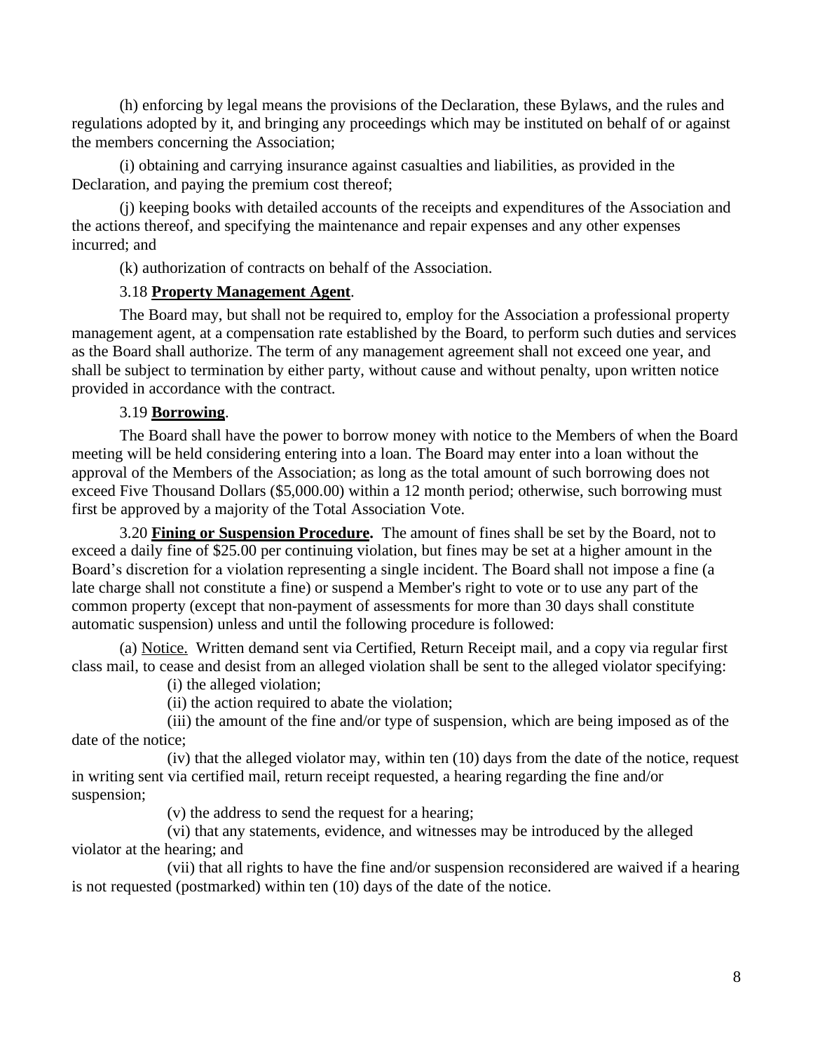(h) enforcing by legal means the provisions of the Declaration, these Bylaws, and the rules and regulations adopted by it, and bringing any proceedings which may be instituted on behalf of or against the members concerning the Association;

(i) obtaining and carrying insurance against casualties and liabilities, as provided in the Declaration, and paying the premium cost thereof;

(j) keeping books with detailed accounts of the receipts and expenditures of the Association and the actions thereof, and specifying the maintenance and repair expenses and any other expenses incurred; and

(k) authorization of contracts on behalf of the Association.

3.18 **Property Management Agent**.

The Board may, but shall not be required to, employ for the Association a professional property management agent, at a compensation rate established by the Board, to perform such duties and services as the Board shall authorize. The term of any management agreement shall not exceed one year, and shall be subject to termination by either party, without cause and without penalty, upon written notice provided in accordance with the contract.

3.19 **Borrowing**.

The Board shall have the power to borrow money with notice to the Members of when the Board meeting will be held considering entering into a loan. The Board may enter into a loan without the approval of the Members of the Association; as long as the total amount of such borrowing does not exceed Five Thousand Dollars ($5,000.00) within a 12 month period; otherwise, such borrowing must first be approved by a majority of the Total Association Vote.

3.20 **Fining or Suspension Procedure.** The amount of fines shall be set by the Board, not to exceed a daily fine of $25.00 per continuing violation, but fines may be set at a higher amount in the Board's discretion for a violation representing a single incident. The Board shall not impose a fine (a late charge shall not constitute a fine) or suspend a Member's right to vote or to use any part of the common property (except that non-payment of assessments for more than 30 days shall constitute automatic suspension) unless and until the following procedure is followed:

(a) Notice. Written demand sent via Certified, Return Receipt mail, and a copy via regular first class mail, to cease and desist from an alleged violation shall be sent to the alleged violator specifying:

(i) the alleged violation;

(ii) the action required to abate the violation;

(iii) the amount of the fine and/or type of suspension, which are being imposed as of the date of the notice;

(iv) that the alleged violator may, within ten (10) days from the date of the notice, request in writing sent via certified mail, return receipt requested, a hearing regarding the fine and/or suspension;

(v) the address to send the request for a hearing;

(vi) that any statements, evidence, and witnesses may be introduced by the alleged violator at the hearing; and

(vii) that all rights to have the fine and/or suspension reconsidered are waived if a hearing is not requested (postmarked) within ten (10) days of the date of the notice.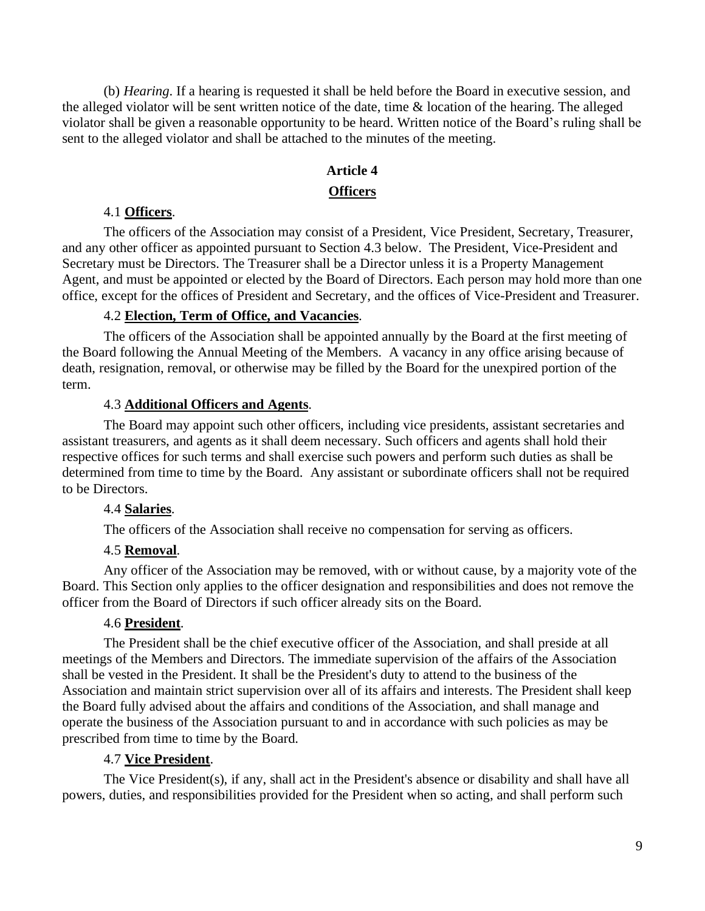(b) *Hearing*. If a hearing is requested it shall be held before the Board in executive session, and the alleged violator will be sent written notice of the date, time & location of the hearing. The alleged violator shall be given a reasonable opportunity to be heard. Written notice of the Board's ruling shall be sent to the alleged violator and shall be attached to the minutes of the meeting.

## Article 4

## **Officers**

4.1 **Officers**.

The officers of the Association may consist of a President, Vice President, Secretary, Treasurer, and any other officer as appointed pursuant to Section 4.3 below. The President, Vice-President and Secretary must be Directors. The Treasurer shall be a Director unless it is a Property Management Agent, and must be appointed or elected by the Board of Directors. Each person may hold more than one office, except for the offices of President and Secretary, and the offices of Vice-President and Treasurer.

4.2 **Election, Term of Office, and Vacancies**.

The officers of the Association shall be appointed annually by the Board at the first meeting of the Board following the Annual Meeting of the Members. A vacancy in any office arising because of death, resignation, removal, or otherwise may be filled by the Board for the unexpired portion of the term.

4.3 **Additional Officers and Agents**.

The Board may appoint such other officers, including vice presidents, assistant secretaries and assistant treasurers, and agents as it shall deem necessary. Such officers and agents shall hold their respective offices for such terms and shall exercise such powers and perform such duties as shall be determined from time to time by the Board. Any assistant or subordinate officers shall not be required to be Directors.

4.4 **Salaries**.

The officers of the Association shall receive no compensation for serving as officers.

4.5 **Removal**.

Any officer of the Association may be removed, with or without cause, by a majority vote of the Board. This Section only applies to the officer designation and responsibilities and does not remove the officer from the Board of Directors if such officer already sits on the Board.

4.6 **President**.

The President shall be the chief executive officer of the Association, and shall preside at all meetings of the Members and Directors. The immediate supervision of the affairs of the Association shall be vested in the President. It shall be the President's duty to attend to the business of the Association and maintain strict supervision over all of its affairs and interests. The President shall keep the Board fully advised about the affairs and conditions of the Association, and shall manage and operate the business of the Association pursuant to and in accordance with such policies as may be prescribed from time to time by the Board.

4.7 **Vice President**.

The Vice President(s), if any, shall act in the President's absence or disability and shall have all powers, duties, and responsibilities provided for the President when so acting, and shall perform such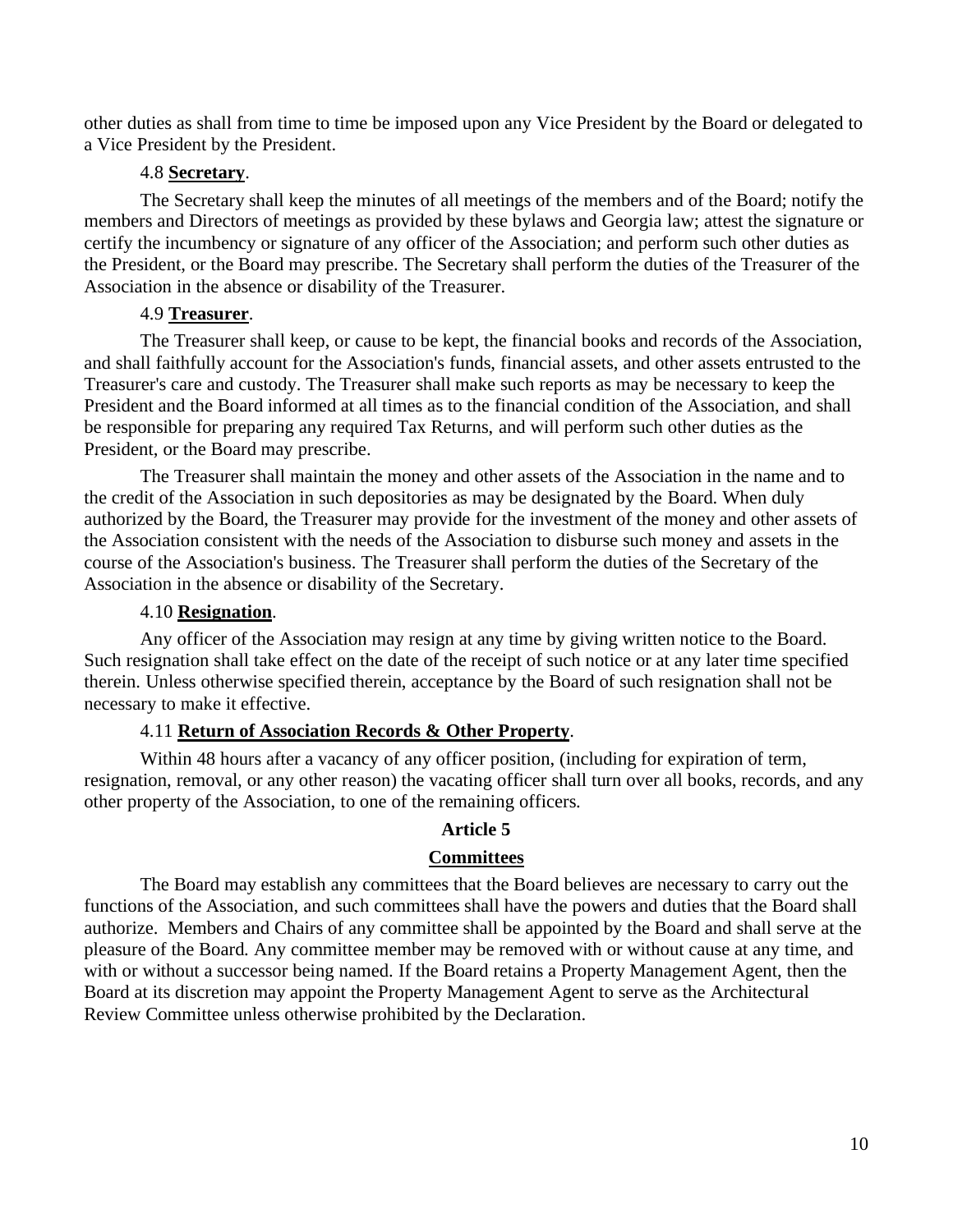other duties as shall from time to time be imposed upon any Vice President by the Board or delegated to a Vice President by the President.

4.8 **Secretary**.

The Secretary shall keep the minutes of all meetings of the members and of the Board; notify the members and Directors of meetings as provided by these bylaws and Georgia law; attest the signature or certify the incumbency or signature of any officer of the Association; and perform such other duties as the President, or the Board may prescribe. The Secretary shall perform the duties of the Treasurer of the Association in the absence or disability of the Treasurer.

4.9 **Treasurer**.

The Treasurer shall keep, or cause to be kept, the financial books and records of the Association, and shall faithfully account for the Association's funds, financial assets, and other assets entrusted to the Treasurer's care and custody. The Treasurer shall make such reports as may be necessary to keep the President and the Board informed at all times as to the financial condition of the Association, and shall be responsible for preparing any required Tax Returns, and will perform such other duties as the President, or the Board may prescribe.

The Treasurer shall maintain the money and other assets of the Association in the name and to the credit of the Association in such depositories as may be designated by the Board. When duly authorized by the Board, the Treasurer may provide for the investment of the money and other assets of the Association consistent with the needs of the Association to disburse such money and assets in the course of the Association's business. The Treasurer shall perform the duties of the Secretary of the Association in the absence or disability of the Secretary.

4.10 **Resignation**.

Any officer of the Association may resign at any time by giving written notice to the Board. Such resignation shall take effect on the date of the receipt of such notice or at any later time specified therein. Unless otherwise specified therein, acceptance by the Board of such resignation shall not be necessary to make it effective.

4.11 **Return of Association Records & Other Property**.

Within 48 hours after a vacancy of any officer position, (including for expiration of term, resignation, removal, or any other reason) the vacating officer shall turn over all books, records, and any other property of the Association, to one of the remaining officers.

## Article 5

## Committees

The Board may establish any committees that the Board believes are necessary to carry out the functions of the Association, and such committees shall have the powers and duties that the Board shall authorize. Members and Chairs of any committee shall be appointed by the Board and shall serve at the pleasure of the Board. Any committee member may be removed with or without cause at any time, and with or without a successor being named. If the Board retains a Property Management Agent, then the Board at its discretion may appoint the Property Management Agent to serve as the Architectural Review Committee unless otherwise prohibited by the Declaration.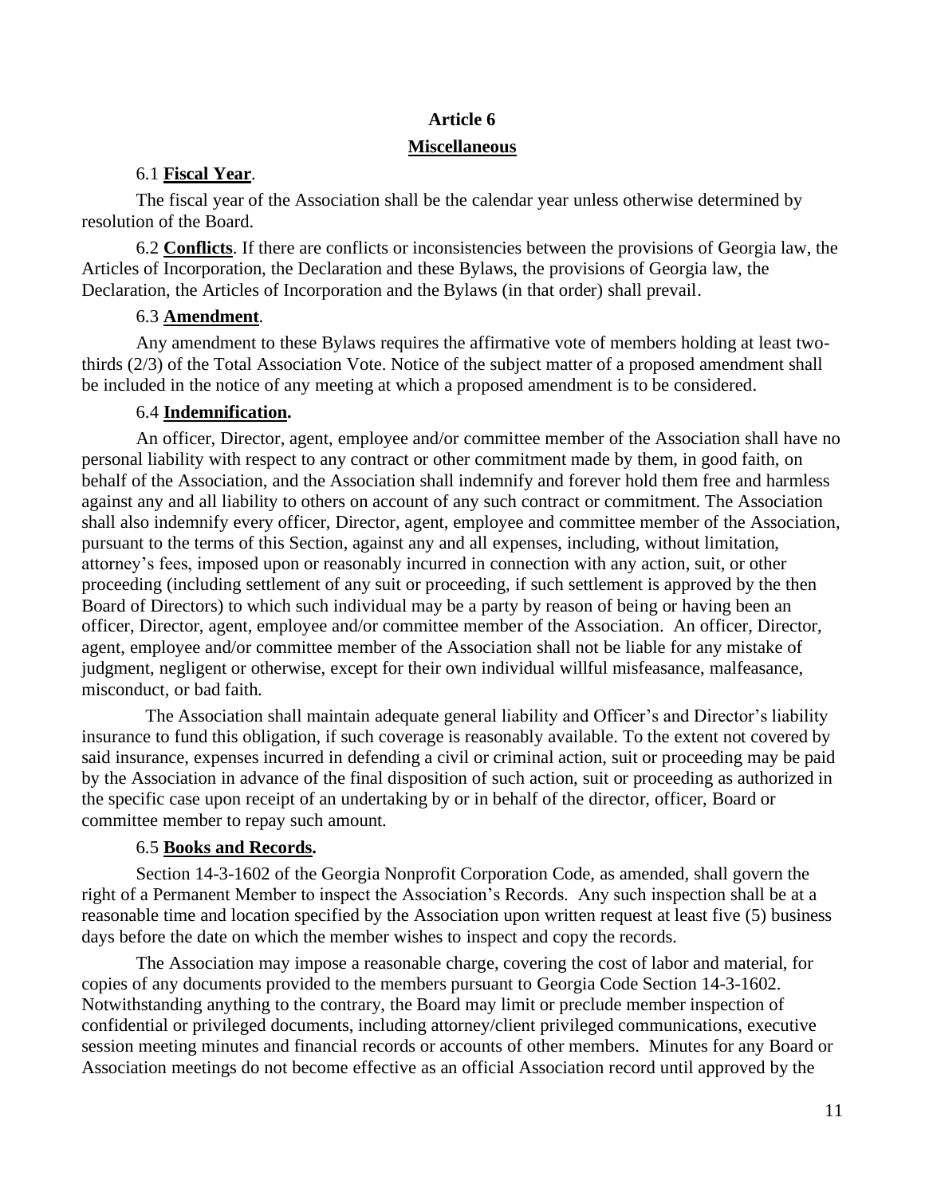## Article 6

## Miscellaneous

6.1 **Fiscal Year**.

The fiscal year of the Association shall be the calendar year unless otherwise determined by resolution of the Board.

6.2 **Conflicts**. If there are conflicts or inconsistencies between the provisions of Georgia law, the Articles of Incorporation, the Declaration and these Bylaws, the provisions of Georgia law, the Declaration, the Articles of Incorporation and the Bylaws (in that order) shall prevail.

6.3 **Amendment**.

Any amendment to these Bylaws requires the affirmative vote of members holding at least two-thirds (2/3) of the Total Association Vote. Notice of the subject matter of a proposed amendment shall be included in the notice of any meeting at which a proposed amendment is to be considered.

6.4 **Indemnification.**

An officer, Director, agent, employee and/or committee member of the Association shall have no personal liability with respect to any contract or other commitment made by them, in good faith, on behalf of the Association, and the Association shall indemnify and forever hold them free and harmless against any and all liability to others on account of any such contract or commitment. The Association shall also indemnify every officer, Director, agent, employee and committee member of the Association, pursuant to the terms of this Section, against any and all expenses, including, without limitation, attorney's fees, imposed upon or reasonably incurred in connection with any action, suit, or other proceeding (including settlement of any suit or proceeding, if such settlement is approved by the then Board of Directors) to which such individual may be a party by reason of being or having been an officer, Director, agent, employee and/or committee member of the Association. An officer, Director, agent, employee and/or committee member of the Association shall not be liable for any mistake of judgment, negligent or otherwise, except for their own individual willful misfeasance, malfeasance, misconduct, or bad faith.

The Association shall maintain adequate general liability and Officer's and Director's liability insurance to fund this obligation, if such coverage is reasonably available. To the extent not covered by said insurance, expenses incurred in defending a civil or criminal action, suit or proceeding may be paid by the Association in advance of the final disposition of such action, suit or proceeding as authorized in the specific case upon receipt of an undertaking by or in behalf of the director, officer, Board or committee member to repay such amount.

6.5 **Books and Records.**

Section 14-3-1602 of the Georgia Nonprofit Corporation Code, as amended, shall govern the right of a Permanent Member to inspect the Association's Records. Any such inspection shall be at a reasonable time and location specified by the Association upon written request at least five (5) business days before the date on which the member wishes to inspect and copy the records.

The Association may impose a reasonable charge, covering the cost of labor and material, for copies of any documents provided to the members pursuant to Georgia Code Section 14-3-1602. Notwithstanding anything to the contrary, the Board may limit or preclude member inspection of confidential or privileged documents, including attorney/client privileged communications, executive session meeting minutes and financial records or accounts of other members. Minutes for any Board or Association meetings do not become effective as an official Association record until approved by the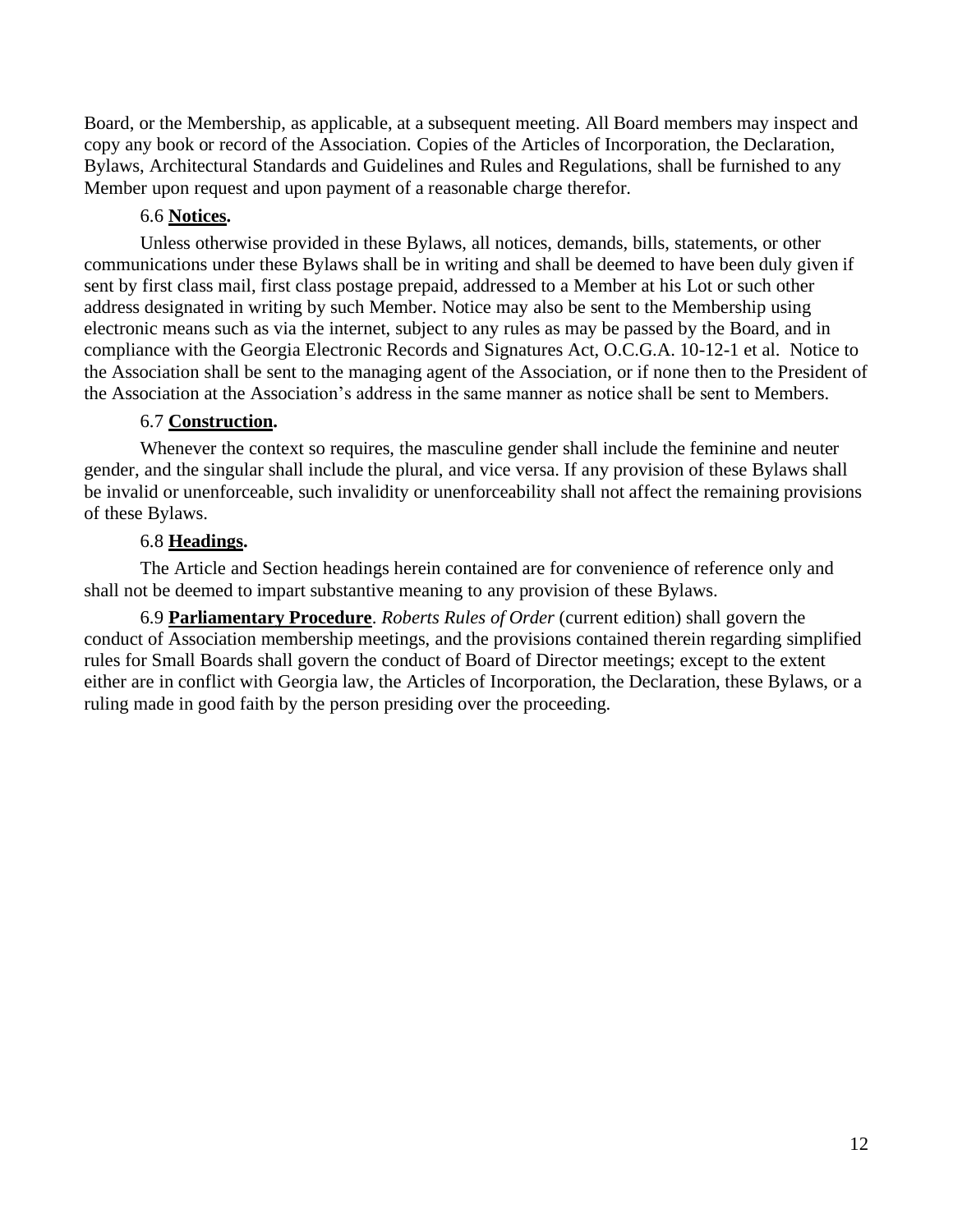Board, or the Membership, as applicable, at a subsequent meeting. All Board members may inspect and copy any book or record of the Association. Copies of the Articles of Incorporation, the Declaration, Bylaws, Architectural Standards and Guidelines and Rules and Regulations, shall be furnished to any Member upon request and upon payment of a reasonable charge therefor.

6.6 **Notices.**

Unless otherwise provided in these Bylaws, all notices, demands, bills, statements, or other communications under these Bylaws shall be in writing and shall be deemed to have been duly given if sent by first class mail, first class postage prepaid, addressed to a Member at his Lot or such other address designated in writing by such Member. Notice may also be sent to the Membership using electronic means such as via the internet, subject to any rules as may be passed by the Board, and in compliance with the Georgia Electronic Records and Signatures Act, O.C.G.A. 10-12-1 et al. Notice to the Association shall be sent to the managing agent of the Association, or if none then to the President of the Association at the Association's address in the same manner as notice shall be sent to Members.

6.7 **Construction.**

Whenever the context so requires, the masculine gender shall include the feminine and neuter gender, and the singular shall include the plural, and vice versa. If any provision of these Bylaws shall be invalid or unenforceable, such invalidity or unenforceability shall not affect the remaining provisions of these Bylaws.

6.8 **Headings.**

The Article and Section headings herein contained are for convenience of reference only and shall not be deemed to impart substantive meaning to any provision of these Bylaws.

6.9 **Parliamentary Procedure**. *Roberts Rules of Order* (current edition) shall govern the conduct of Association membership meetings, and the provisions contained therein regarding simplified rules for Small Boards shall govern the conduct of Board of Director meetings; except to the extent either are in conflict with Georgia law, the Articles of Incorporation, the Declaration, these Bylaws, or a ruling made in good faith by the person presiding over the proceeding.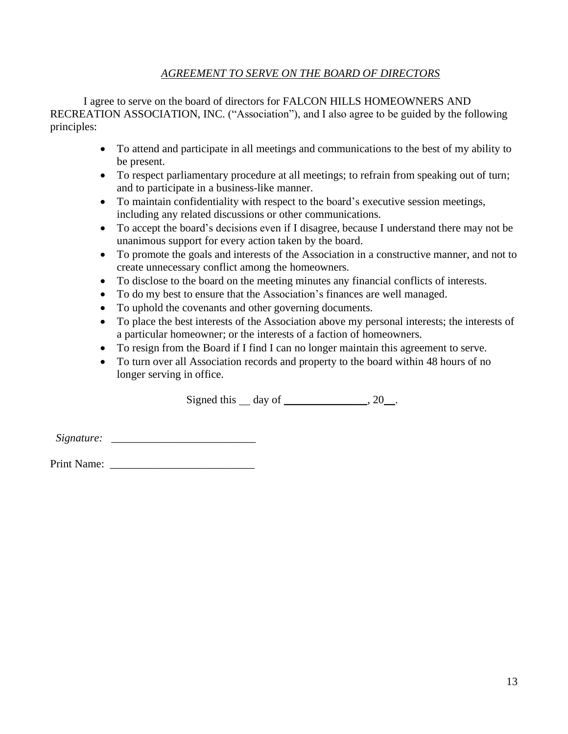*AGREEMENT TO SERVE ON THE BOARD OF DIRECTORS*

I agree to serve on the board of directors for FALCON HILLS HOMEOWNERS AND RECREATION ASSOCIATION, INC. ("Association"), and I also agree to be guided by the following principles:

- To attend and participate in all meetings and communications to the best of my ability to be present.
- To respect parliamentary procedure at all meetings; to refrain from speaking out of turn; and to participate in a business-like manner.
- To maintain confidentiality with respect to the board's executive session meetings, including any related discussions or other communications.
- To accept the board's decisions even if I disagree, because I understand there may not be unanimous support for every action taken by the board.
- To promote the goals and interests of the Association in a constructive manner, and not to create unnecessary conflict among the homeowners.
- To disclose to the board on the meeting minutes any financial conflicts of interests.
- To do my best to ensure that the Association's finances are well managed.
- To uphold the covenants and other governing documents.
- To place the best interests of the Association above my personal interests; the interests of a particular homeowner; or the interests of a faction of homeowners.
- To resign from the Board if I find I can no longer maintain this agreement to serve.
- To turn over all Association records and property to the board within 48 hours of no longer serving in office.

Signed this __ day of _______________, 20__.

*Signature:* __________________________

Print Name: __________________________